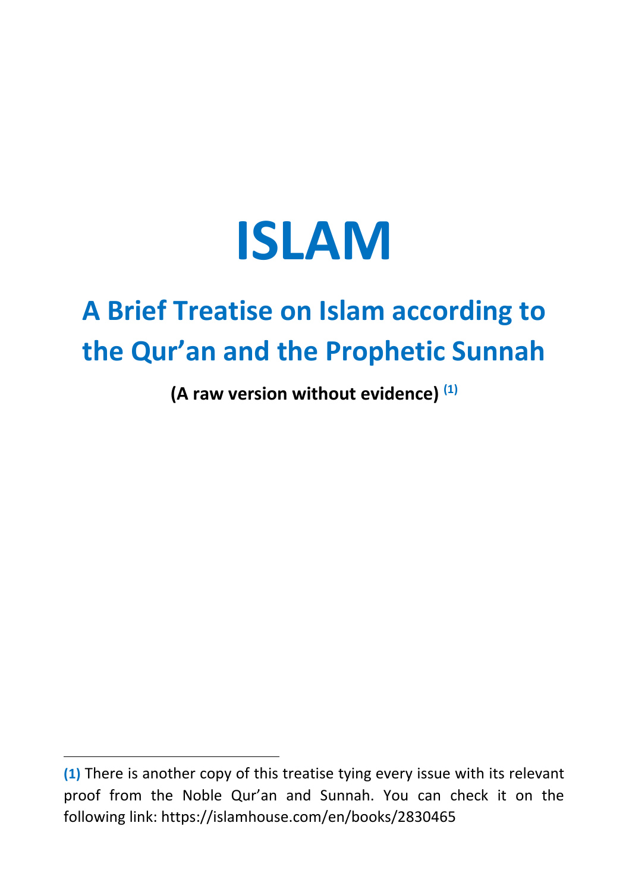# ISLAM

## A Brief Treatise on Islam according to the Qur’an and the Prophetic Sunnah

**(A raw version without evidence)** [1]

---

[1] There is another copy of this treatise tying every issue with its relevant proof from the Noble Qur’an and Sunnah. You can check it on the following link: https://islamhouse.com/en/books/2830465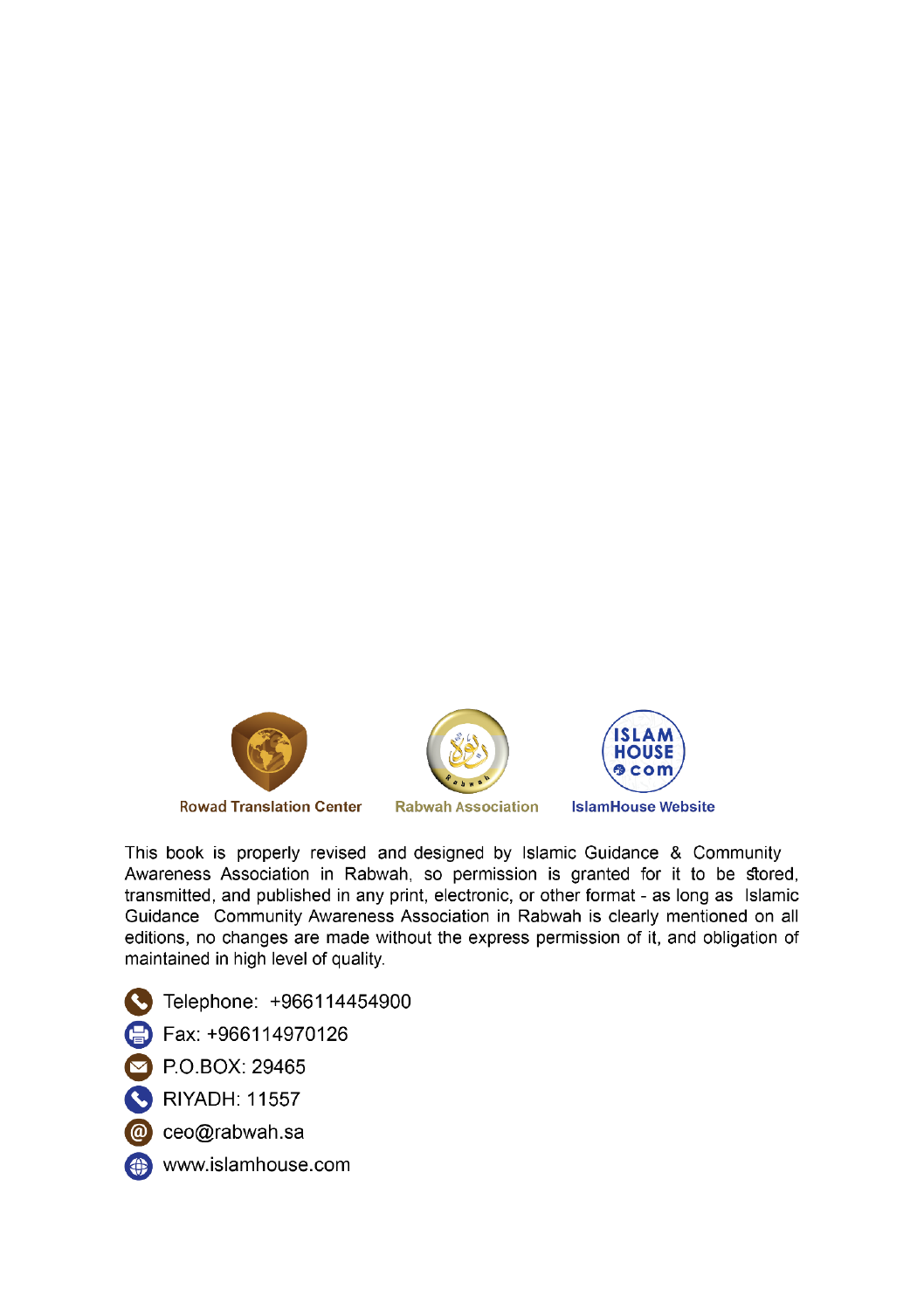Rowad Translation Center | Rabwah Association | IslamHouse Website

This book is properly revised and designed by Islamic Guidance & Community Awareness Association in Rabwah, so permission is granted for it to be stored, transmitted, and published in any print, electronic, or other format - as long as Islamic Guidance Community Awareness Association in Rabwah is clearly mentioned on all editions, no changes are made without the express permission of it, and obligation of maintained in high level of quality.

- Telephone: +966114454900
- Fax: +966114970126
- P.O.BOX: 29465
- RIYADH: 11557
- ceo@rabwah.sa
- www.islamhouse.com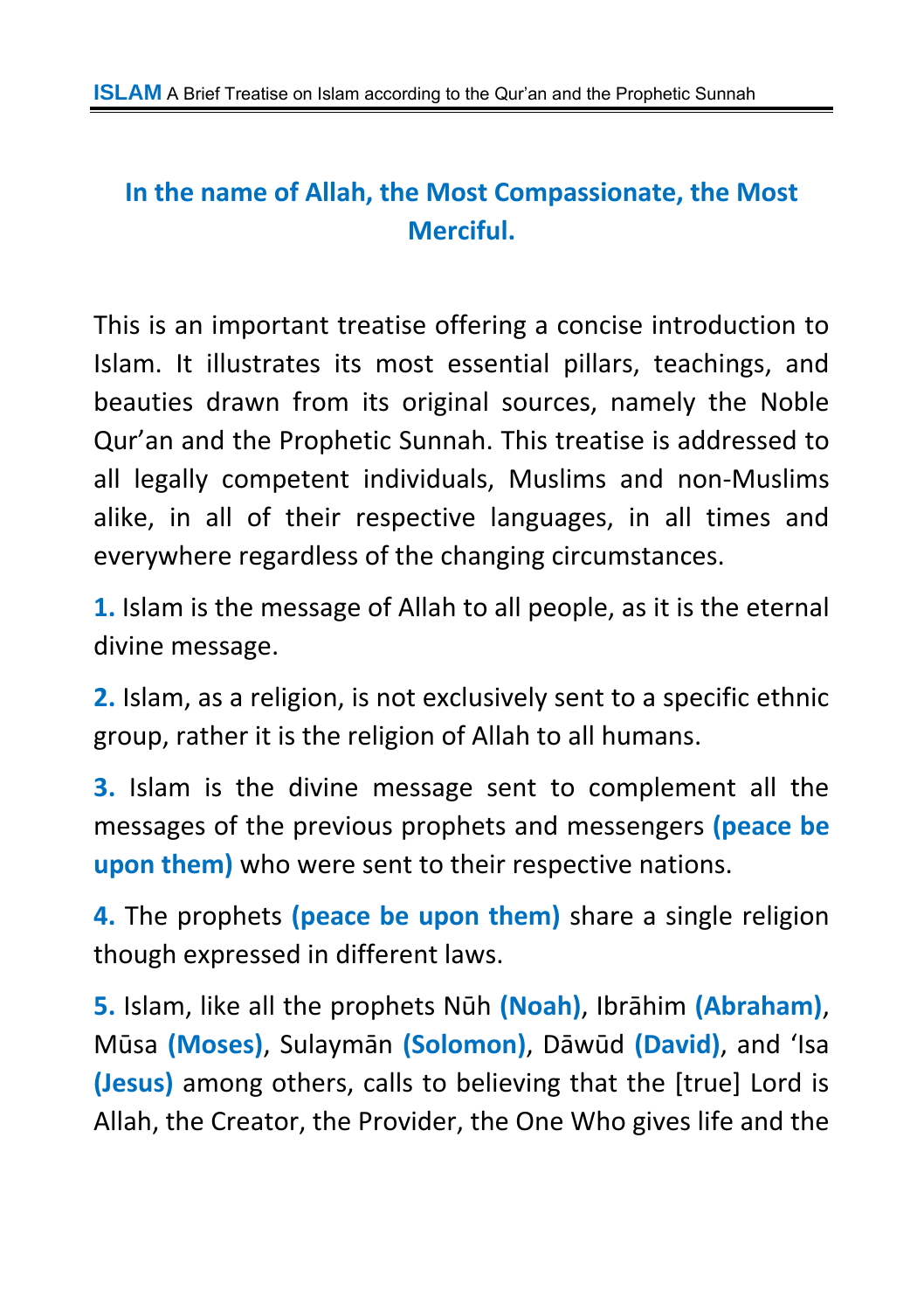**In the name of Allah, the Most Compassionate, the Most Merciful.**

This is an important treatise offering a concise introduction to Islam. It illustrates its most essential pillars, teachings, and beauties drawn from its original sources, namely the Noble Qur'an and the Prophetic Sunnah. This treatise is addressed to all legally competent individuals, Muslims and non-Muslims alike, in all of their respective languages, in all times and everywhere regardless of the changing circumstances.

**1.** Islam is the message of Allah to all people, as it is the eternal divine message.

**2.** Islam, as a religion, is not exclusively sent to a specific ethnic group, rather it is the religion of Allah to all humans.

**3.** Islam is the divine message sent to complement all the messages of the previous prophets and messengers **(peace be upon them)** who were sent to their respective nations.

**4.** The prophets **(peace be upon them)** share a single religion though expressed in different laws.

**5.** Islam, like all the prophets Nūh **(Noah)**, Ibrāhim **(Abraham)**, Mūsa **(Moses)**, Sulaymān **(Solomon)**, Dāwūd **(David)**, and 'Isa **(Jesus)** among others, calls to believing that the [true] Lord is Allah, the Creator, the Provider, the One Who gives life and the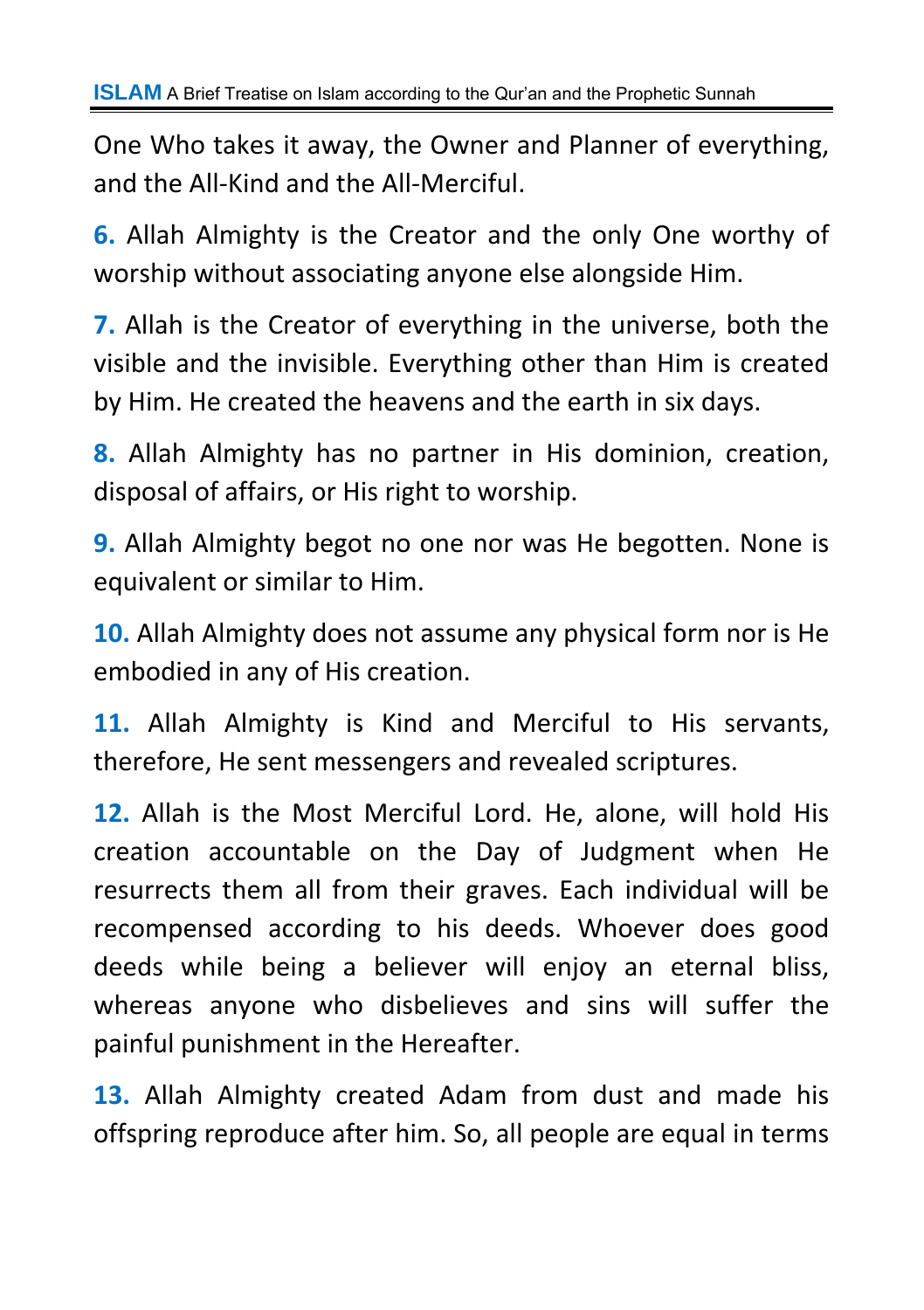One Who takes it away, the Owner and Planner of everything, and the All-Kind and the All-Merciful.

**6.** Allah Almighty is the Creator and the only One worthy of worship without associating anyone else alongside Him.

**7.** Allah is the Creator of everything in the universe, both the visible and the invisible. Everything other than Him is created by Him. He created the heavens and the earth in six days.

**8.** Allah Almighty has no partner in His dominion, creation, disposal of affairs, or His right to worship.

**9.** Allah Almighty begot no one nor was He begotten. None is equivalent or similar to Him.

**10.** Allah Almighty does not assume any physical form nor is He embodied in any of His creation.

**11.** Allah Almighty is Kind and Merciful to His servants, therefore, He sent messengers and revealed scriptures.

**12.** Allah is the Most Merciful Lord. He, alone, will hold His creation accountable on the Day of Judgment when He resurrects them all from their graves. Each individual will be recompensed according to his deeds. Whoever does good deeds while being a believer will enjoy an eternal bliss, whereas anyone who disbelieves and sins will suffer the painful punishment in the Hereafter.

**13.** Allah Almighty created Adam from dust and made his offspring reproduce after him. So, all people are equal in terms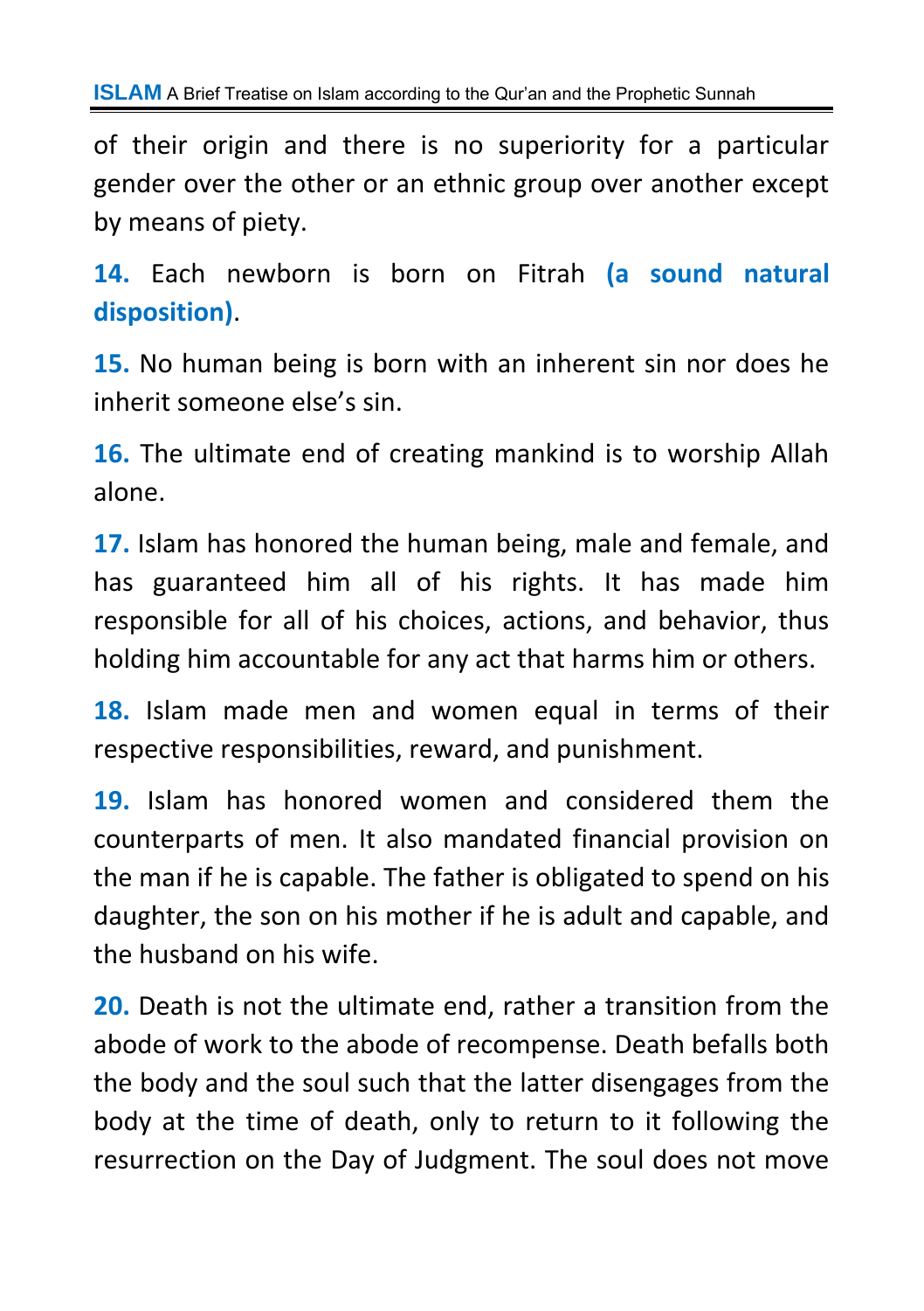of their origin and there is no superiority for a particular gender over the other or an ethnic group over another except by means of piety.

**14.** Each newborn is born on Fitrah **(a sound natural disposition)**.

**15.** No human being is born with an inherent sin nor does he inherit someone else's sin.

**16.** The ultimate end of creating mankind is to worship Allah alone.

**17.** Islam has honored the human being, male and female, and has guaranteed him all of his rights. It has made him responsible for all of his choices, actions, and behavior, thus holding him accountable for any act that harms him or others.

**18.** Islam made men and women equal in terms of their respective responsibilities, reward, and punishment.

**19.** Islam has honored women and considered them the counterparts of men. It also mandated financial provision on the man if he is capable. The father is obligated to spend on his daughter, the son on his mother if he is adult and capable, and the husband on his wife.

**20.** Death is not the ultimate end, rather a transition from the abode of work to the abode of recompense. Death befalls both the body and the soul such that the latter disengages from the body at the time of death, only to return to it following the resurrection on the Day of Judgment. The soul does not move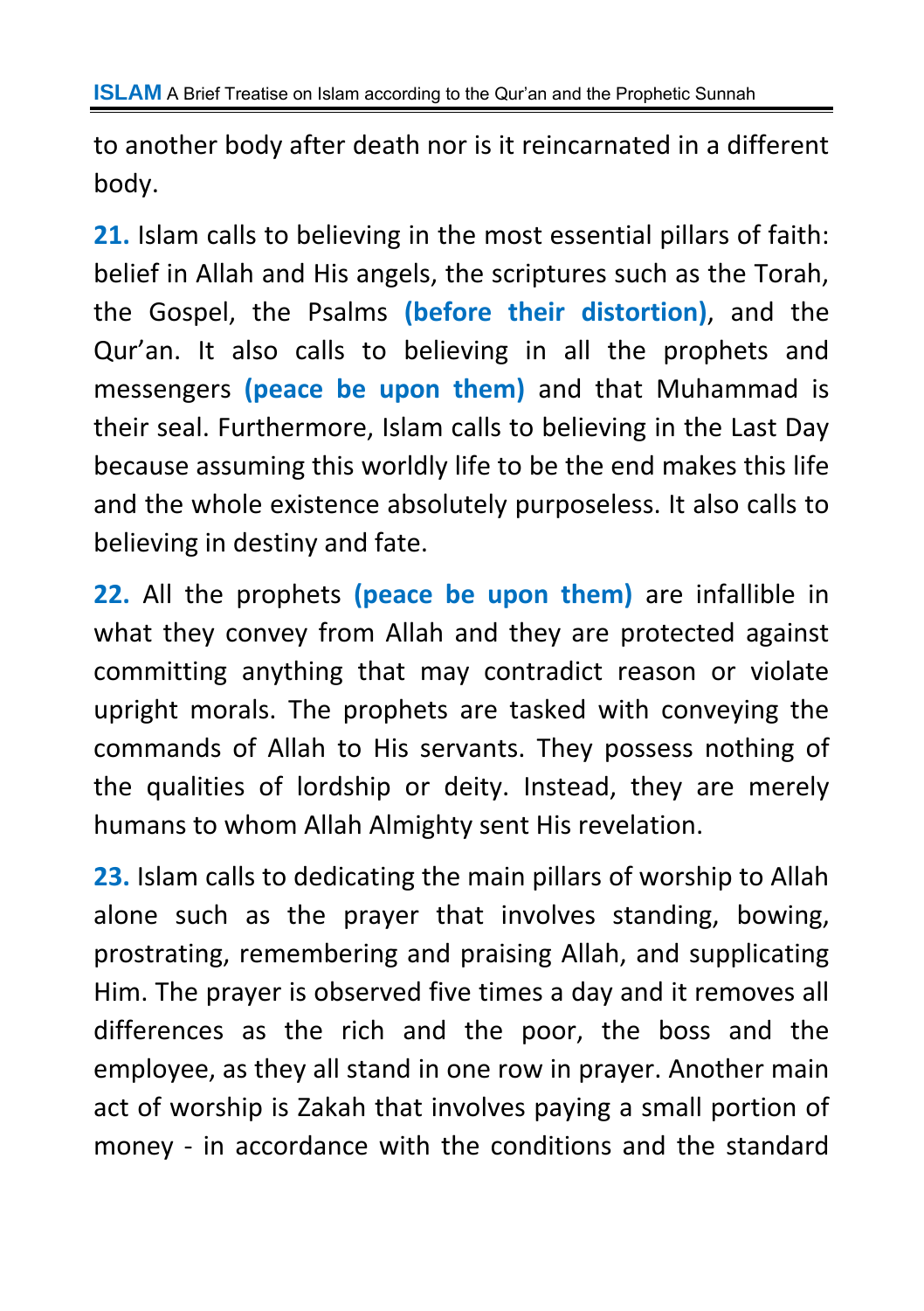to another body after death nor is it reincarnated in a different body.

**21.** Islam calls to believing in the most essential pillars of faith: belief in Allah and His angels, the scriptures such as the Torah, the Gospel, the Psalms **(before their distortion)**, and the Qur'an. It also calls to believing in all the prophets and messengers **(peace be upon them)** and that Muhammad is their seal. Furthermore, Islam calls to believing in the Last Day because assuming this worldly life to be the end makes this life and the whole existence absolutely purposeless. It also calls to believing in destiny and fate.

**22.** All the prophets **(peace be upon them)** are infallible in what they convey from Allah and they are protected against committing anything that may contradict reason or violate upright morals. The prophets are tasked with conveying the commands of Allah to His servants. They possess nothing of the qualities of lordship or deity. Instead, they are merely humans to whom Allah Almighty sent His revelation.

**23.** Islam calls to dedicating the main pillars of worship to Allah alone such as the prayer that involves standing, bowing, prostrating, remembering and praising Allah, and supplicating Him. The prayer is observed five times a day and it removes all differences as the rich and the poor, the boss and the employee, as they all stand in one row in prayer. Another main act of worship is Zakah that involves paying a small portion of money - in accordance with the conditions and the standard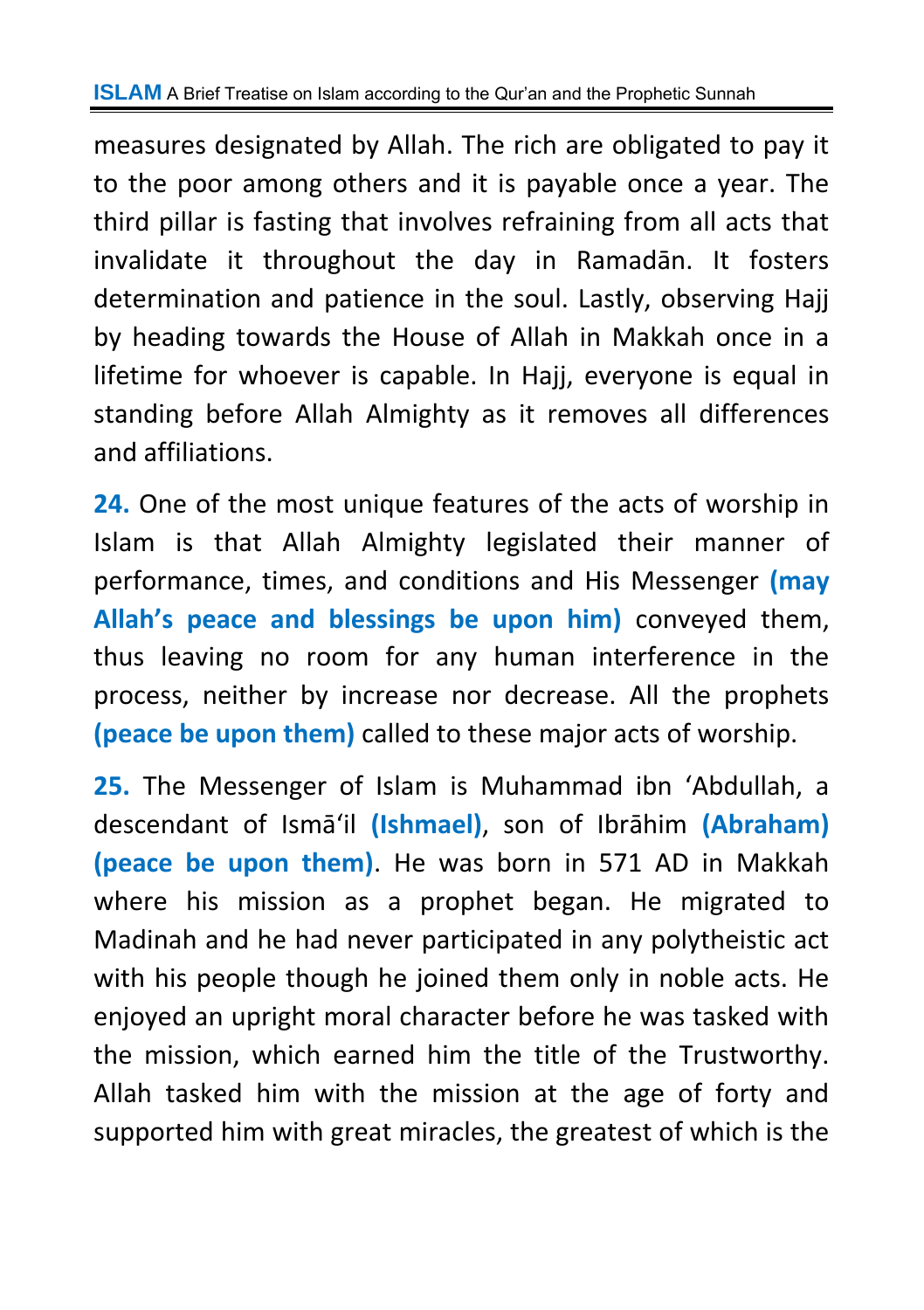measures designated by Allah. The rich are obligated to pay it to the poor among others and it is payable once a year. The third pillar is fasting that involves refraining from all acts that invalidate it throughout the day in Ramadān. It fosters determination and patience in the soul. Lastly, observing Hajj by heading towards the House of Allah in Makkah once in a lifetime for whoever is capable. In Hajj, everyone is equal in standing before Allah Almighty as it removes all differences and affiliations.

**24.** One of the most unique features of the acts of worship in Islam is that Allah Almighty legislated their manner of performance, times, and conditions and His Messenger **(may Allah's peace and blessings be upon him)** conveyed them, thus leaving no room for any human interference in the process, neither by increase nor decrease. All the prophets **(peace be upon them)** called to these major acts of worship.

**25.** The Messenger of Islam is Muhammad ibn 'Abdullah, a descendant of Ismā'il **(Ishmael)**, son of Ibrāhim **(Abraham) (peace be upon them)**. He was born in 571 AD in Makkah where his mission as a prophet began. He migrated to Madinah and he had never participated in any polytheistic act with his people though he joined them only in noble acts. He enjoyed an upright moral character before he was tasked with the mission, which earned him the title of the Trustworthy. Allah tasked him with the mission at the age of forty and supported him with great miracles, the greatest of which is the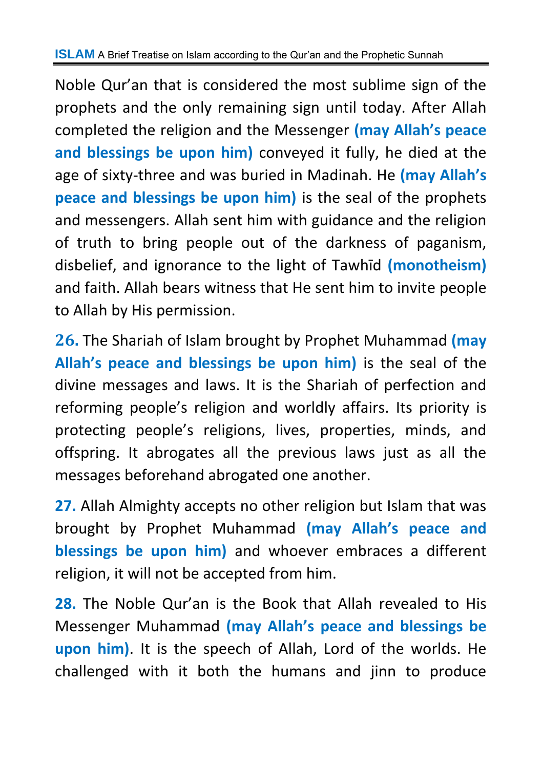Noble Qur’an that is considered the most sublime sign of the prophets and the only remaining sign until today. After Allah completed the religion and the Messenger **(may Allah’s peace and blessings be upon him)** conveyed it fully, he died at the age of sixty-three and was buried in Madinah. He **(may Allah’s peace and blessings be upon him)** is the seal of the prophets and messengers. Allah sent him with guidance and the religion of truth to bring people out of the darkness of paganism, disbelief, and ignorance to the light of Tawhīd **(monotheism)** and faith. Allah bears witness that He sent him to invite people to Allah by His permission.

**26.** The Shariah of Islam brought by Prophet Muhammad **(may Allah’s peace and blessings be upon him)** is the seal of the divine messages and laws. It is the Shariah of perfection and reforming people’s religion and worldly affairs. Its priority is protecting people’s religions, lives, properties, minds, and offspring. It abrogates all the previous laws just as all the messages beforehand abrogated one another.

**27.** Allah Almighty accepts no other religion but Islam that was brought by Prophet Muhammad **(may Allah’s peace and blessings be upon him)** and whoever embraces a different religion, it will not be accepted from him.

**28.** The Noble Qur’an is the Book that Allah revealed to His Messenger Muhammad **(may Allah’s peace and blessings be upon him)**. It is the speech of Allah, Lord of the worlds. He challenged with it both the humans and jinn to produce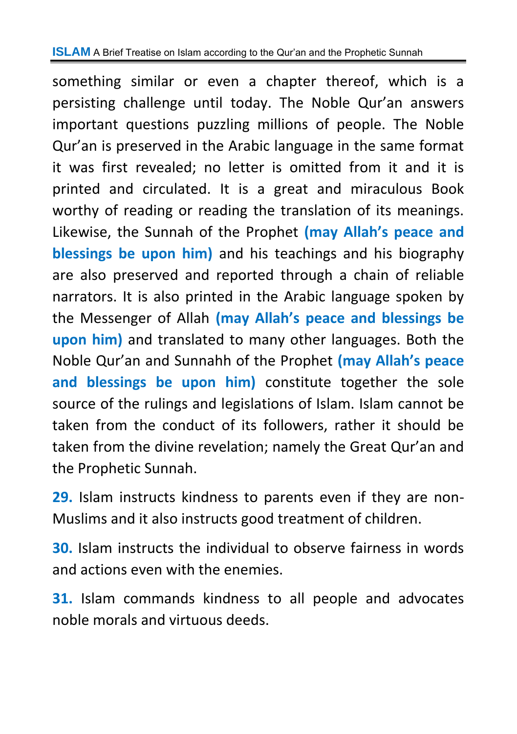something similar or even a chapter thereof, which is a persisting challenge until today. The Noble Qur'an answers important questions puzzling millions of people. The Noble Qur'an is preserved in the Arabic language in the same format it was first revealed; no letter is omitted from it and it is printed and circulated. It is a great and miraculous Book worthy of reading or reading the translation of its meanings. Likewise, the Sunnah of the Prophet **(may Allah's peace and blessings be upon him)** and his teachings and his biography are also preserved and reported through a chain of reliable narrators. It is also printed in the Arabic language spoken by the Messenger of Allah **(may Allah's peace and blessings be upon him)** and translated to many other languages. Both the Noble Qur'an and Sunnahh of the Prophet **(may Allah's peace and blessings be upon him)** constitute together the sole source of the rulings and legislations of Islam. Islam cannot be taken from the conduct of its followers, rather it should be taken from the divine revelation; namely the Great Qur'an and the Prophetic Sunnah.

**29.** Islam instructs kindness to parents even if they are non-Muslims and it also instructs good treatment of children.

**30.** Islam instructs the individual to observe fairness in words and actions even with the enemies.

**31.** Islam commands kindness to all people and advocates noble morals and virtuous deeds.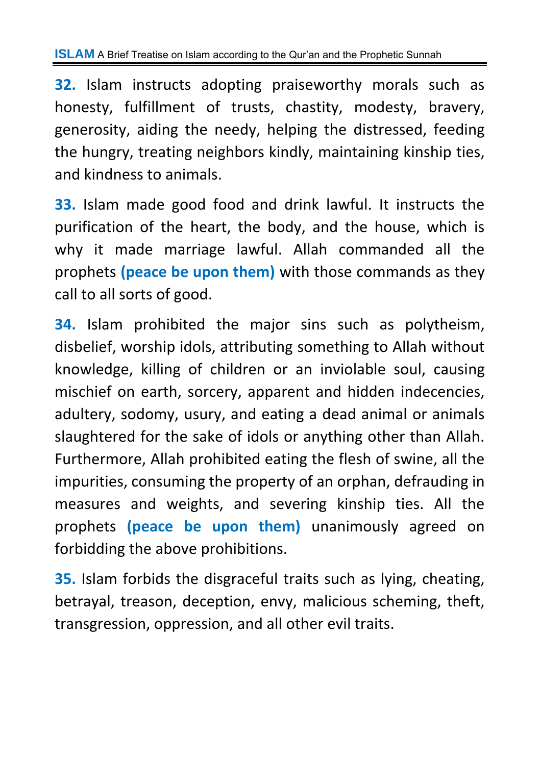**32.** Islam instructs adopting praiseworthy morals such as honesty, fulfillment of trusts, chastity, modesty, bravery, generosity, aiding the needy, helping the distressed, feeding the hungry, treating neighbors kindly, maintaining kinship ties, and kindness to animals.

**33.** Islam made good food and drink lawful. It instructs the purification of the heart, the body, and the house, which is why it made marriage lawful. Allah commanded all the prophets **(peace be upon them)** with those commands as they call to all sorts of good.

**34.** Islam prohibited the major sins such as polytheism, disbelief, worship idols, attributing something to Allah without knowledge, killing of children or an inviolable soul, causing mischief on earth, sorcery, apparent and hidden indecencies, adultery, sodomy, usury, and eating a dead animal or animals slaughtered for the sake of idols or anything other than Allah. Furthermore, Allah prohibited eating the flesh of swine, all the impurities, consuming the property of an orphan, defrauding in measures and weights, and severing kinship ties. All the prophets **(peace be upon them)** unanimously agreed on forbidding the above prohibitions.

**35.** Islam forbids the disgraceful traits such as lying, cheating, betrayal, treason, deception, envy, malicious scheming, theft, transgression, oppression, and all other evil traits.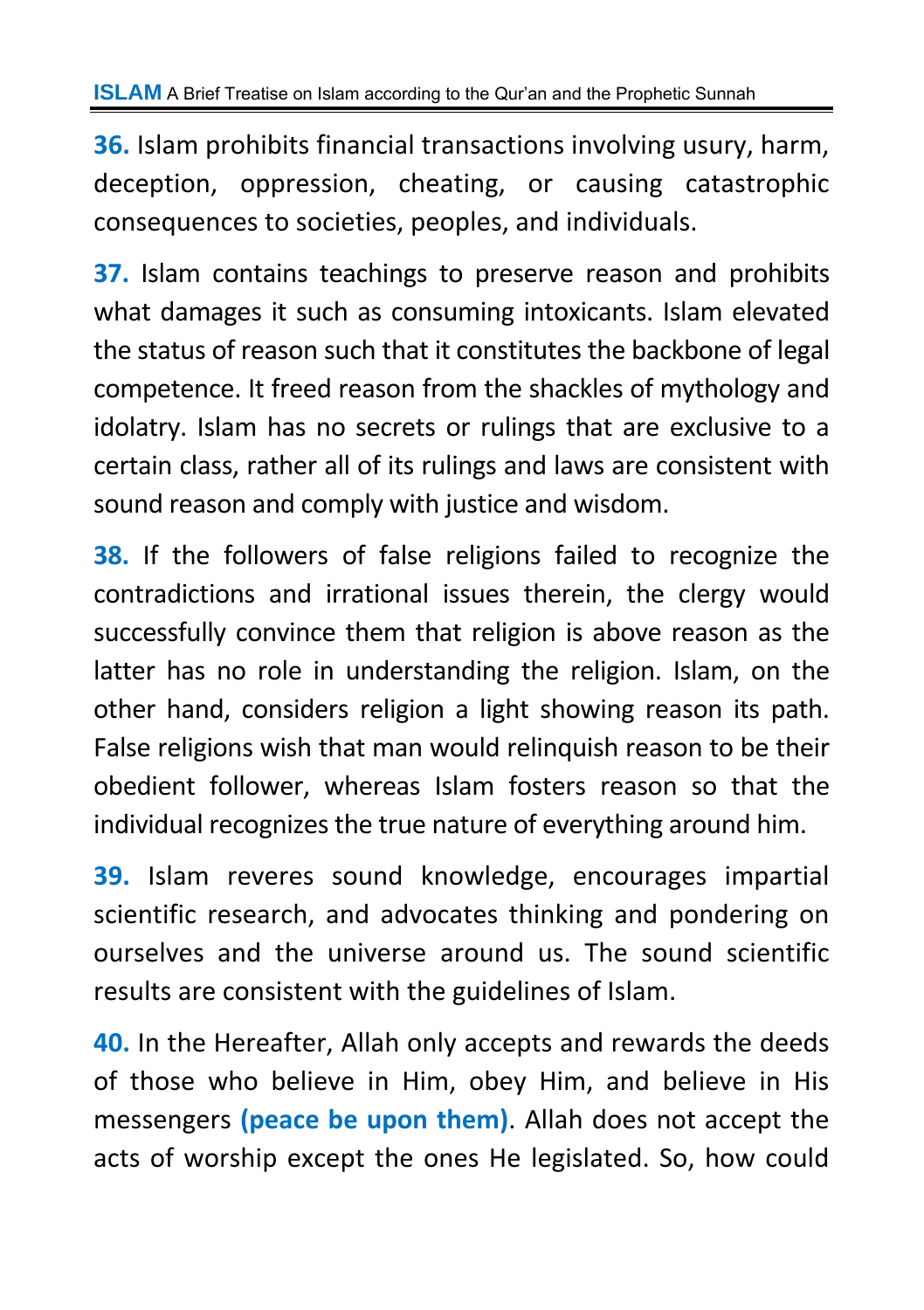**36.** Islam prohibits financial transactions involving usury, harm, deception, oppression, cheating, or causing catastrophic consequences to societies, peoples, and individuals.

**37.** Islam contains teachings to preserve reason and prohibits what damages it such as consuming intoxicants. Islam elevated the status of reason such that it constitutes the backbone of legal competence. It freed reason from the shackles of mythology and idolatry. Islam has no secrets or rulings that are exclusive to a certain class, rather all of its rulings and laws are consistent with sound reason and comply with justice and wisdom.

**38.** If the followers of false religions failed to recognize the contradictions and irrational issues therein, the clergy would successfully convince them that religion is above reason as the latter has no role in understanding the religion. Islam, on the other hand, considers religion a light showing reason its path. False religions wish that man would relinquish reason to be their obedient follower, whereas Islam fosters reason so that the individual recognizes the true nature of everything around him.

**39.** Islam reveres sound knowledge, encourages impartial scientific research, and advocates thinking and pondering on ourselves and the universe around us. The sound scientific results are consistent with the guidelines of Islam.

**40.** In the Hereafter, Allah only accepts and rewards the deeds of those who believe in Him, obey Him, and believe in His messengers **(peace be upon them)**. Allah does not accept the acts of worship except the ones He legislated. So, how could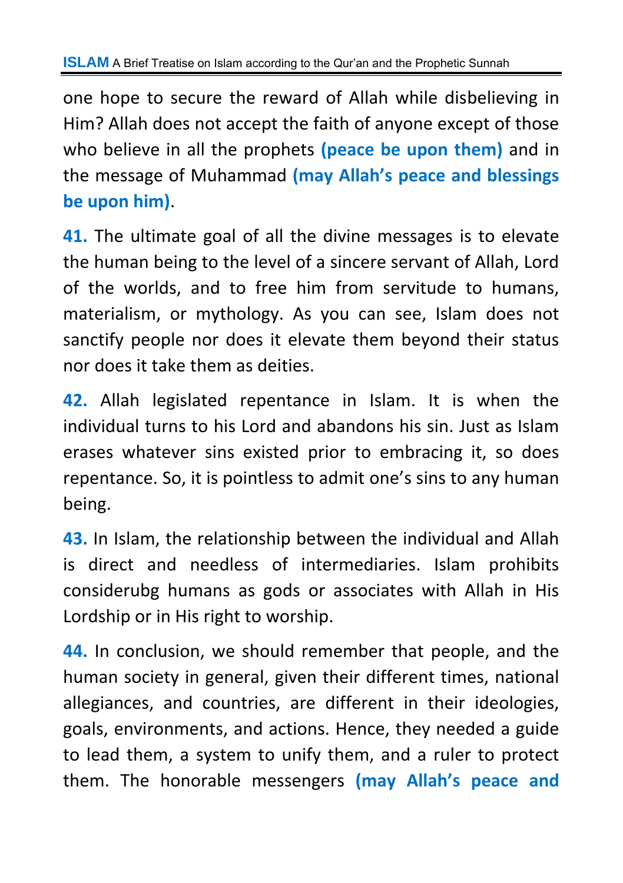one hope to secure the reward of Allah while disbelieving in Him? Allah does not accept the faith of anyone except of those who believe in all the prophets **(peace be upon them)** and in the message of Muhammad **(may Allah's peace and blessings be upon him)**.

**41.** The ultimate goal of all the divine messages is to elevate the human being to the level of a sincere servant of Allah, Lord of the worlds, and to free him from servitude to humans, materialism, or mythology. As you can see, Islam does not sanctify people nor does it elevate them beyond their status nor does it take them as deities.

**42.** Allah legislated repentance in Islam. It is when the individual turns to his Lord and abandons his sin. Just as Islam erases whatever sins existed prior to embracing it, so does repentance. So, it is pointless to admit one's sins to any human being.

**43.** In Islam, the relationship between the individual and Allah is direct and needless of intermediaries. Islam prohibits considerubg humans as gods or associates with Allah in His Lordship or in His right to worship.

**44.** In conclusion, we should remember that people, and the human society in general, given their different times, national allegiances, and countries, are different in their ideologies, goals, environments, and actions. Hence, they needed a guide to lead them, a system to unify them, and a ruler to protect them. The honorable messengers **(may Allah's peace and**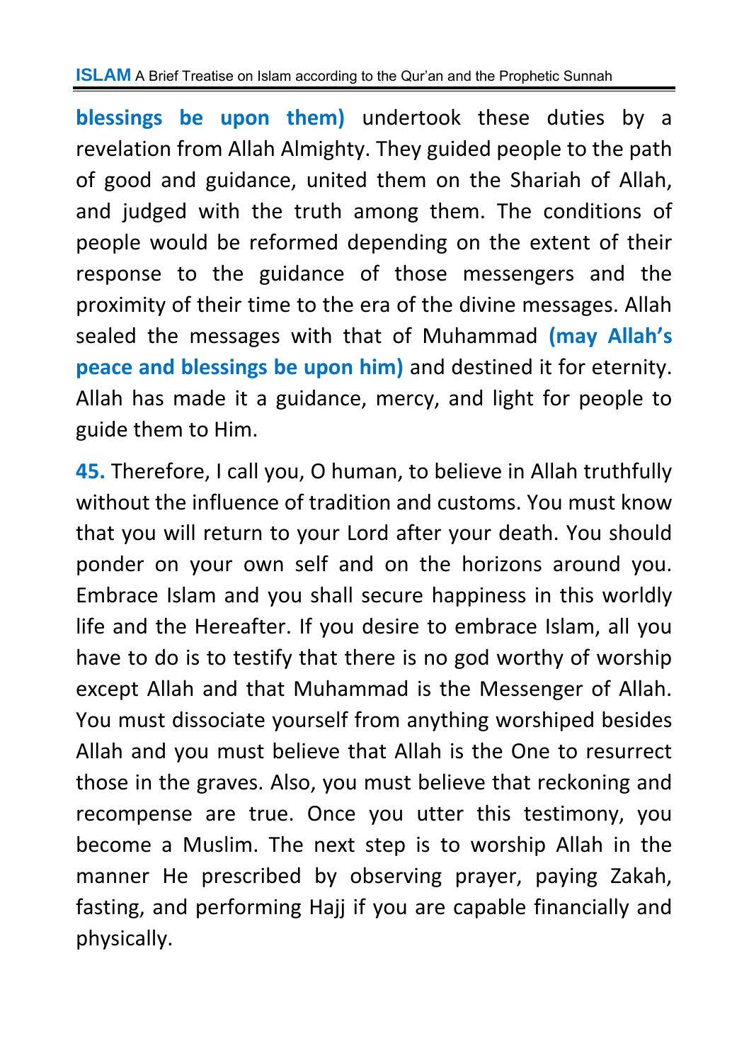**blessings be upon them)** undertook these duties by a revelation from Allah Almighty. They guided people to the path of good and guidance, united them on the Shariah of Allah, and judged with the truth among them. The conditions of people would be reformed depending on the extent of their response to the guidance of those messengers and the proximity of their time to the era of the divine messages. Allah sealed the messages with that of Muhammad **(may Allah's peace and blessings be upon him)** and destined it for eternity. Allah has made it a guidance, mercy, and light for people to guide them to Him.

**45.** Therefore, I call you, O human, to believe in Allah truthfully without the influence of tradition and customs. You must know that you will return to your Lord after your death. You should ponder on your own self and on the horizons around you. Embrace Islam and you shall secure happiness in this worldly life and the Hereafter. If you desire to embrace Islam, all you have to do is to testify that there is no god worthy of worship except Allah and that Muhammad is the Messenger of Allah. You must dissociate yourself from anything worshiped besides Allah and you must believe that Allah is the One to resurrect those in the graves. Also, you must believe that reckoning and recompense are true. Once you utter this testimony, you become a Muslim. The next step is to worship Allah in the manner He prescribed by observing prayer, paying Zakah, fasting, and performing Hajj if you are capable financially and physically.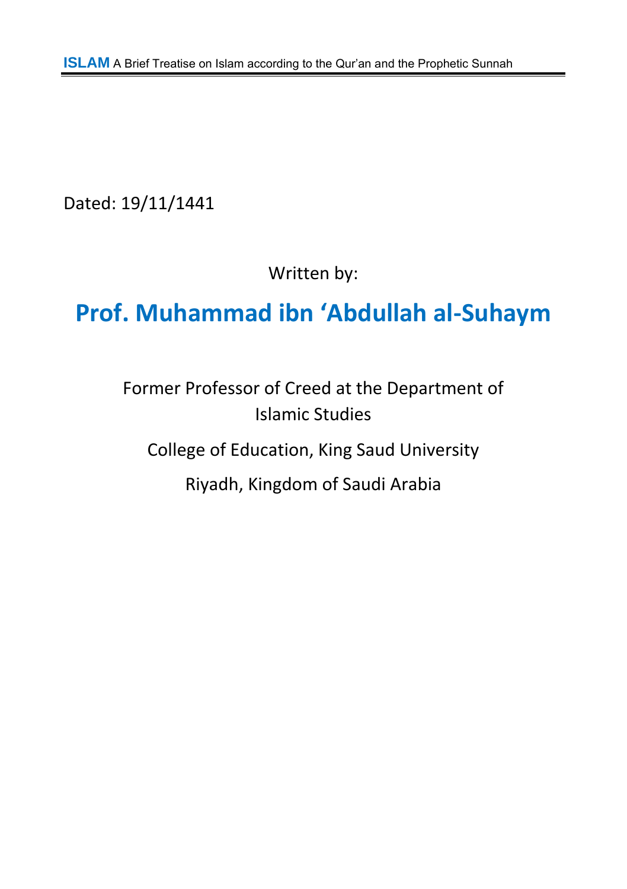Dated: 19/11/1441

Written by:

## Prof. Muhammad ibn ‘Abdullah al-Suhaym

Former Professor of Creed at the Department of Islamic Studies

College of Education, King Saud University

Riyadh, Kingdom of Saudi Arabia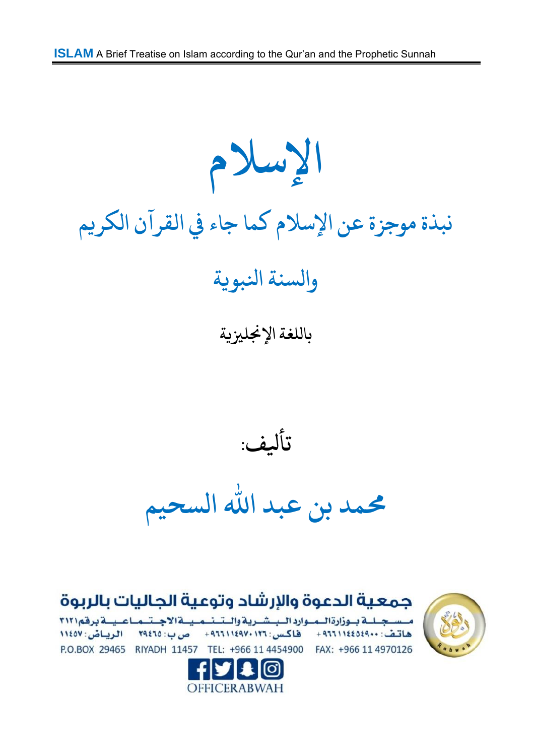# الإسلام

## نبذة موجزة عن الإسلام كما جاء في القرآن الكريم

## والسنة النبوية

باللغة الإنجليزية

تأليف:

## محمد بن عبد الله السحيم

**جمعية الدعوة والإرشاد وتوعية الجاليات بالربوة**

مسجلة بوزارة الموارد البشرية والتنمية الاجتماعية برقم ٣١٢١

هاتف: ٩٦٦١١٤٤٥٤٩٠٠+ فاكس: ٩٦٦١١٤٩٧٠١٢٦+ ص ب: ٢٩٤٦٥ الرياض: ١١٤٥٧

P.O.BOX 29465 RIYADH 11457 TEL: +966 11 4454900 FAX: +966 11 4970126

OFFICERABWAH